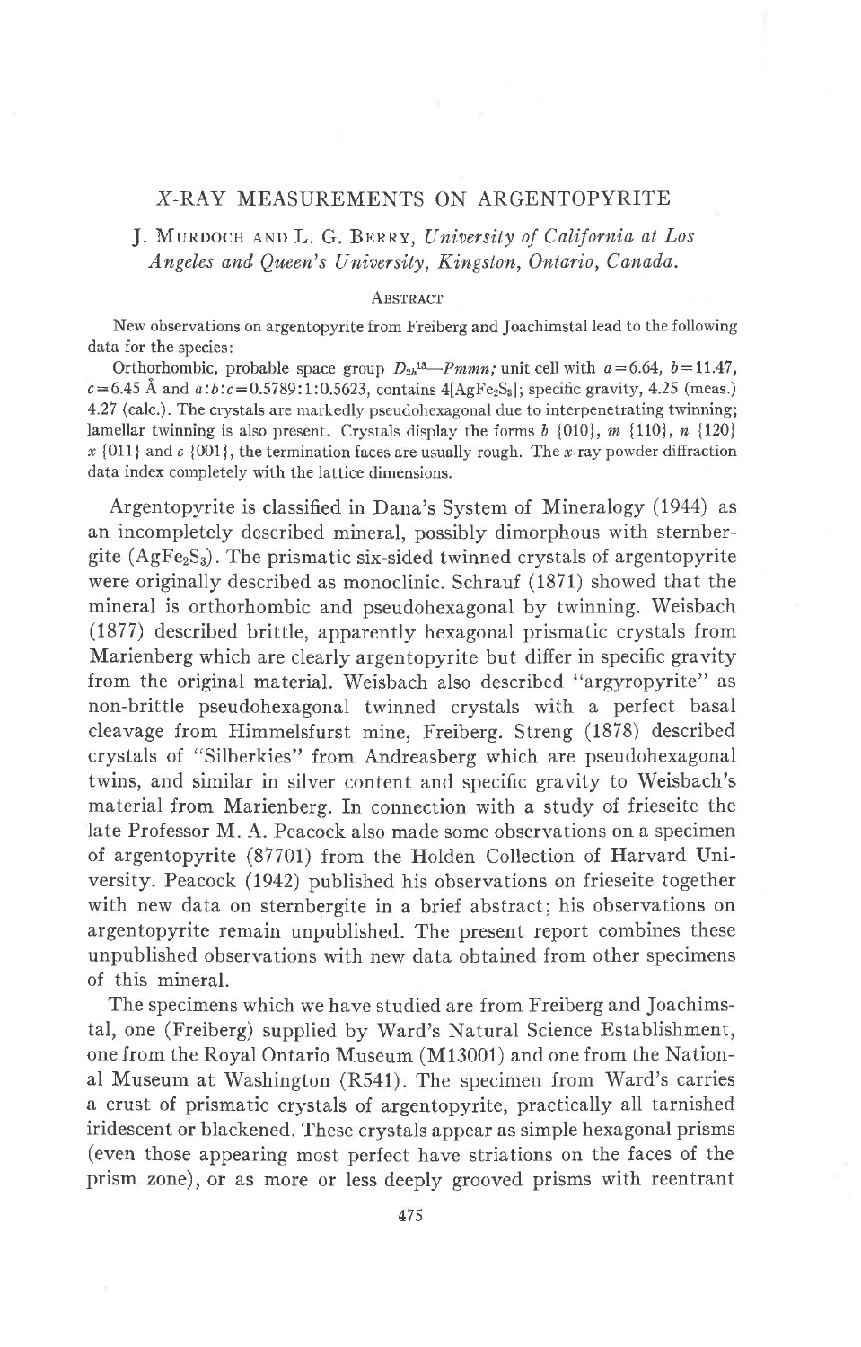# *X*-RAY MEASUREMENTS ON ARGENTOPYRITE

J. Murdoch and L. G. Berry, *University of California at Los Angeles and Queen's University, Kingston, Ontario, Canada.*

## Abstract

New observations on argentopyrite from Freiberg and Joachimstal lead to the following data for the species:

Orthorhombic, probable space group $D_{2h}^{13}$—*Pmmn;* unit cell with $a = 6.64$, $b = 11.47$, $c = 6.45$ Å and $a:b:c = 0.5789:1:0.5623$, contains $4[AgFe_2S_3]$; specific gravity, 4.25 (meas.) 4.27 (calc.). The crystals are markedly pseudohexagonal due to interpenetrating twinning; lamellar twinning is also present. Crystals display the forms *b* {010}, *m* {110}, *n* {120} *x* {011} and *c* {001}, the termination faces are usually rough. The *x*-ray powder diffraction data index completely with the lattice dimensions.

Argentopyrite is classified in Dana's System of Mineralogy (1944) as an incompletely described mineral, possibly dimorphous with sternbergite ($AgFe_2S_3$). The prismatic six-sided twinned crystals of argentopyrite were originally described as monoclinic. Schrauf (1871) showed that the mineral is orthorhombic and pseudohexagonal by twinning. Weisbach (1877) described brittle, apparently hexagonal prismatic crystals from Marienberg which are clearly argentopyrite but differ in specific gravity from the original material. Weisbach also described "argyropyrite" as non-brittle pseudohexagonal twinned crystals with a perfect basal cleavage from Himmelsfurst mine, Freiberg. Streng (1878) described crystals of "Silberkies" from Andreasberg which are pseudohexagonal twins, and similar in silver content and specific gravity to Weisbach's material from Marienberg. In connection with a study of frieseite the late Professor M. A. Peacock also made some observations on a specimen of argentopyrite (87701) from the Holden Collection of Harvard University. Peacock (1942) published his observations on frieseite together with new data on sternbergite in a brief abstract; his observations on argentopyrite remain unpublished. The present report combines these unpublished observations with new data obtained from other specimens of this mineral.

The specimens which we have studied are from Freiberg and Joachimstal, one (Freiberg) supplied by Ward's Natural Science Establishment, one from the Royal Ontario Museum (M13001) and one from the National Museum at Washington (R541). The specimen from Ward's carries a crust of prismatic crystals of argentopyrite, practically all tarnished iridescent or blackened. These crystals appear as simple hexagonal prisms (even those appearing most perfect have striations on the faces of the prism zone), or as more or less deeply grooved prisms with reentrant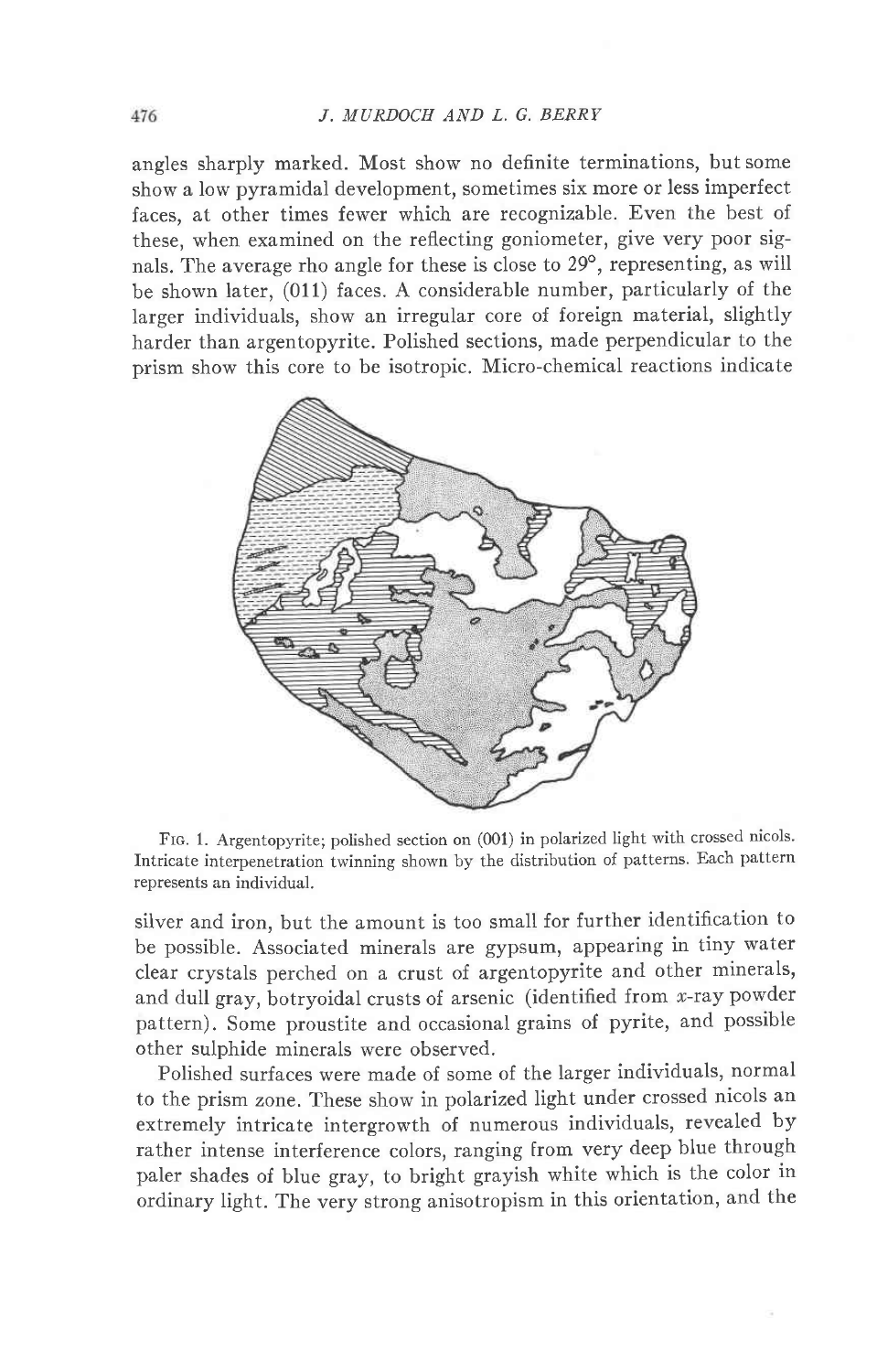angles sharply marked. Most show no definite terminations, but some show a low pyramidal development, sometimes six more or less imperfect faces, at other times fewer which are recognizable. Even the best of these, when examined on the reflecting goniometer, give very poor signals. The average rho angle for these is close to 29°, representing, as will be shown later, (011) faces. A considerable number, particularly of the larger individuals, show an irregular core of foreign material, slightly harder than argentopyrite. Polished sections, made perpendicular to the prism show this core to be isotropic. Micro-chemical reactions indicate silver and iron, but the amount is too small for further identification to be possible. Associated minerals are gypsum, appearing in tiny water clear crystals perched on a crust of argentopyrite and other minerals, and dull gray, botryoidal crusts of arsenic (identified from $x$-ray powder pattern). Some proustite and occasional grains of pyrite, and possible other sulphide minerals were observed.

Fig. 1. Argentopyrite; polished section on (001) in polarized light with crossed nicols. Intricate interpenetration twinning shown by the distribution of patterns. Each pattern represents an individual.

Polished surfaces were made of some of the larger individuals, normal to the prism zone. These show in polarized light under crossed nicols an extremely intricate intergrowth of numerous individuals, revealed by rather intense interference colors, ranging from very deep blue through paler shades of blue gray, to bright grayish white which is the color in ordinary light. The very strong anisotropism in this orientation, and the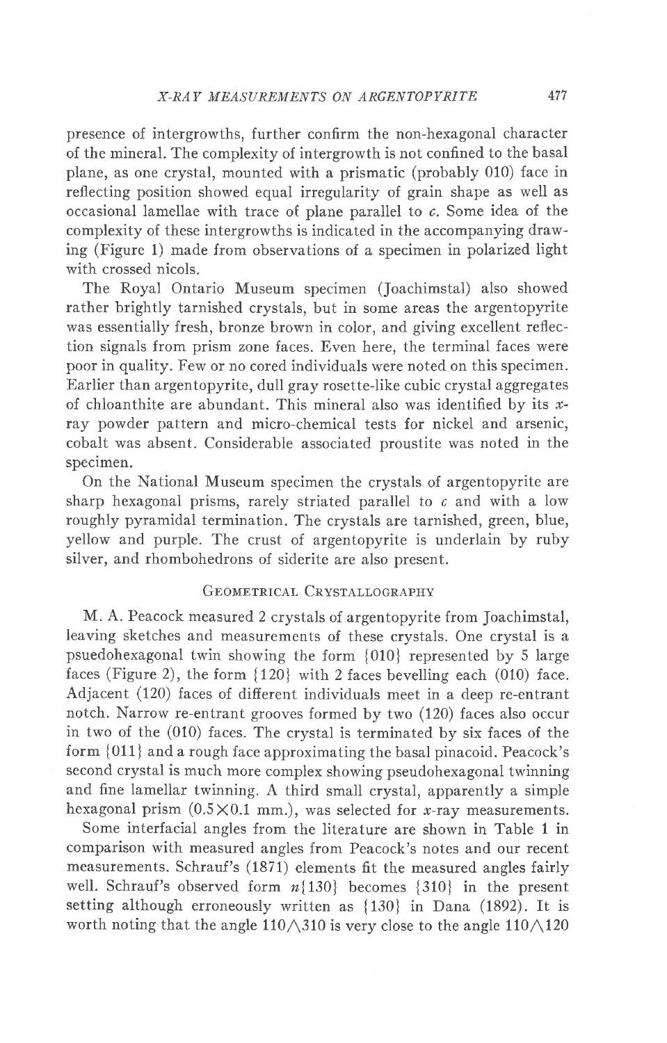presence of intergrowths, further confirm the non-hexagonal character of the mineral. The complexity of intergrowth is not confined to the basal plane, as one crystal, mounted with a prismatic (probably 010) face in reflecting position showed equal irregularity of grain shape as well as occasional lamellae with trace of plane parallel to *c*. Some idea of the complexity of these intergrowths is indicated in the accompanying drawing (Figure 1) made from observations of a specimen in polarized light with crossed nicols.

The Royal Ontario Museum specimen (Joachimstal) also showed rather brightly tarnished crystals, but in some areas the argentopyrite was essentially fresh, bronze brown in color, and giving excellent reflection signals from prism zone faces. Even here, the terminal faces were poor in quality. Few or no cored individuals were noted on this specimen. Earlier than argentopyrite, dull gray rosette-like cubic crystal aggregates of chloanthite are abundant. This mineral also was identified by its *x*-ray powder pattern and micro-chemical tests for nickel and arsenic, cobalt was absent. Considerable associated proustite was noted in the specimen.

On the National Museum specimen the crystals of argentopyrite are sharp hexagonal prisms, rarely striated parallel to *c* and with a low roughly pyramidal termination. The crystals are tarnished, green, blue, yellow and purple. The crust of argentopyrite is underlain by ruby silver, and rhombohedrons of siderite are also present.

## Geometrical Crystallography

M. A. Peacock measured 2 crystals of argentopyrite from Joachimstal, leaving sketches and measurements of these crystals. One crystal is a psuedohexagonal twin showing the form {010} represented by 5 large faces (Figure 2), the form {120} with 2 faces bevelling each (010) face. Adjacent (120) faces of different individuals meet in a deep re-entrant notch. Narrow re-entrant grooves formed by two (120) faces also occur in two of the (010) faces. The crystal is terminated by six faces of the form {011} and a rough face approximating the basal pinacoid. Peacock's second crystal is much more complex showing pseudohexagonal twinning and fine lamellar twinning. A third small crystal, apparently a simple hexagonal prism (0.5×0.1 mm.), was selected for *x*-ray measurements.

Some interfacial angles from the literature are shown in Table 1 in comparison with measured angles from Peacock's notes and our recent measurements. Schrauf's (1871) elements fit the measured angles fairly well. Schrauf's observed form *n*{130} becomes {310} in the present setting although erroneously written as {130} in Dana (1892). It is worth noting that the angle $110 \wedge 310$ is very close to the angle $110 \wedge 120$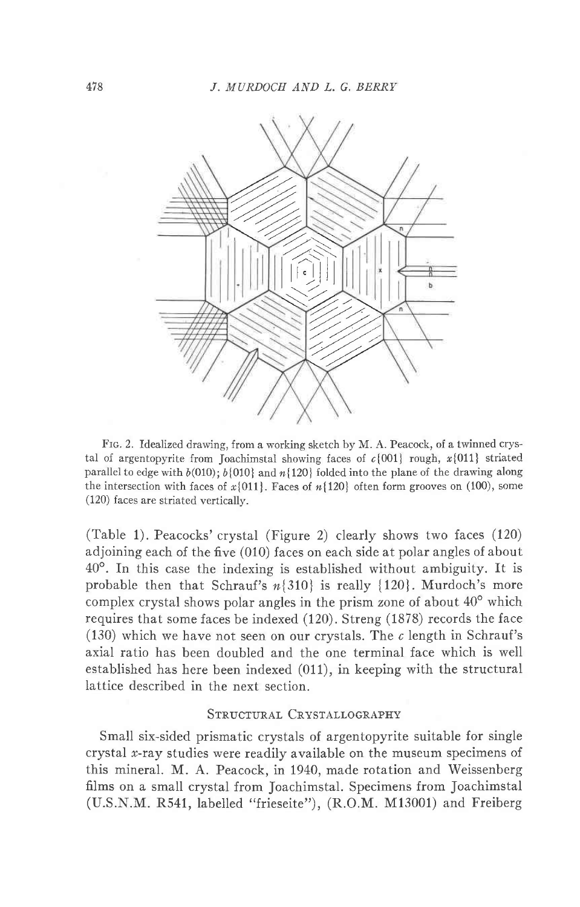FIG. 2. Idealized drawing, from a working sketch by M. A. Peacock, of a twinned crystal of argentopyrite from Joachimstal showing faces of *c*{001} rough, *x*{011} striated parallel to edge with *b*(010); *b*{010} and *n*{120} folded into the plane of the drawing along the intersection with faces of *x*{011}. Faces of *n*{120} often form grooves on (100), some (120) faces are striated vertically.

(Table 1). Peacocks' crystal (Figure 2) clearly shows two faces (120) adjoining each of the five (010) faces on each side at polar angles of about 40°. In this case the indexing is established without ambiguity. It is probable then that Schrauf's *n*{310} is really {120}. Murdoch's more complex crystal shows polar angles in the prism zone of about 40° which requires that some faces be indexed (120). Streng (1878) records the face (130) which we have not seen on our crystals. The *c* length in Schrauf's axial ratio has been doubled and the one terminal face which is well established has here been indexed (011), in keeping with the structural lattice described in the next section.

## Structural Crystallography

Small six-sided prismatic crystals of argentopyrite suitable for single crystal *x*-ray studies were readily available on the museum specimens of this mineral. M. A. Peacock, in 1940, made rotation and Weissenberg films on a small crystal from Joachimstal. Specimens from Joachimstal (U.S.N.M. R541, labelled "frieseite"), (R.O.M. M13001) and Freiberg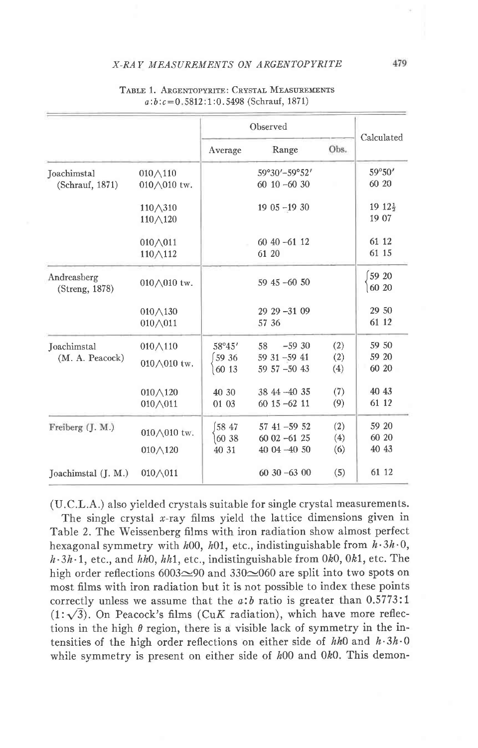Table 1. Argentopyrite: Crystal Measurements
$a:b:c = 0.5812:1:0.5498$ (Schrauf, 1871)

| | | Observed | | | Calculated |
|---|---|---|---|---|---|
| | | Average | Range | Obs. | |
| Joachimstal (Schrauf, 1871) | 010∧110 | | 59°30′–59°52′ | | 59°50′ |
| | 010∧010 tw. | | 60 10 –60 30 | | 60 20 |
| | 110∧310 | | 19 05 –19 30 | | 19 12½ |
| | 110∧120 | | | | 19 07 |
| | 010∧011 | | 60 40 –61 12 | | 61 12 |
| | 110∧112 | | 61 20 | | 61 15 |
| Andreasberg (Streng, 1878) | 010∧010 tw. | | 59 45 –60 50 | | {59 20 / 60 20 |
| | 010∧130 | | 29 29 –31 09 | | 29 50 |
| | 010∧011 | | 57 36 | | 61 12 |
| Joachimstal (M. A. Peacock) | 010∧110 | 58°45′ | 58 –59 30 | (2) | 59 50 |
| | 010∧010 tw. | {59 36 | 59 31 –59 41 | (2) | 59 20 |
| | | {60 13 | 59 57 –50 43 | (4) | 60 20 |
| | 010∧120 | 40 30 | 38 44 –40 35 | (7) | 40 43 |
| | 010∧011 | 01 03 | 60 15 –62 11 | (9) | 61 12 |
| Freiberg (J. M.) | 010∧010 tw. | {58 47 | 57 41 –59 52 | (2) | 59 20 |
| | | {60 38 | 60 02 –61 25 | (4) | 60 20 |
| | 010∧120 | 40 31 | 40 04 –40 50 | (6) | 40 43 |
| Joachimstal (J. M.) | 010∧011 | | 60 30 –63 00 | (5) | 61 12 |

(U.C.L.A.) also yielded crystals suitable for single crystal measurements.

The single crystal $x$-ray films yield the lattice dimensions given in Table 2. The Weissenberg films with iron radiation show almost perfect hexagonal symmetry with $h00$, $h01$, etc., indistinguishable from $h\cdot 3h\cdot 0$, $h\cdot 3h\cdot 1$, etc., and $hh0$, $hh1$, etc., indistinguishable from $0k0$, $0k1$, etc. The high order reflections $600 \simeq 3\cdot 90$ and $330 \simeq 060$ are split into two spots on most films with iron radiation but it is not possible to index these points correctly unless we assume that the $a:b$ ratio is greater than $0.5773:1$ ($1:\sqrt{3}$). On Peacock's films ($CuK$ radiation), which have more reflections in the high $\theta$ region, there is a visible lack of symmetry in the intensities of the high order reflections on either side of $hh0$ and $h\cdot 3h\cdot 0$ while symmetry is present on either side of $h00$ and $0k0$. This demon-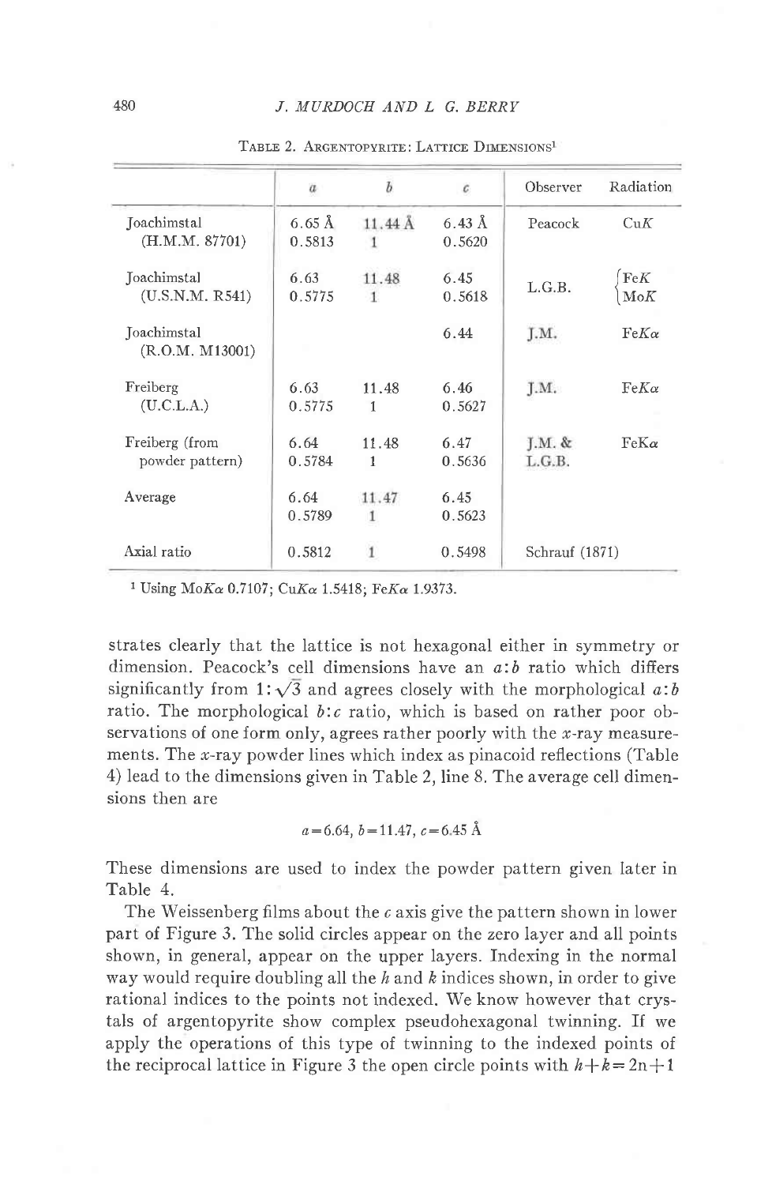TABLE 2. ARGENTOPYRITE: LATTICE DIMENSIONS[1]

| | $a$ | $b$ | $c$ | Observer | Radiation |
|---|---|---|---|---|---|
| Joachimstal (H.M.M. 87701) | 6.65 Å<br>0.5813 | 11.44 Å<br>1 | 6.43 Å<br>0.5620 | Peacock | Cu$K$ |
| Joachimstal (U.S.N.M. R541) | 6.63<br>0.5775 | 11.48<br>1 | 6.45<br>0.5618 | L.G.B. | Fe$K$<br>Mo$K$ |
| Joachimstal (R.O.M. M13001) | | | 6.44 | J.M. | Fe$K\alpha$ |
| Freiberg (U.C.L.A.) | 6.63<br>0.5775 | 11.48<br>1 | 6.46<br>0.5627 | J.M. | Fe$K\alpha$ |
| Freiberg (from powder pattern) | 6.64<br>0.5784 | 11.48<br>1 | 6.47<br>0.5636 | J.M. & L.G.B. | Fe$K\alpha$ |
| Average | 6.64<br>0.5789 | 11.47<br>1 | 6.45<br>0.5623 | | |
| Axial ratio | 0.5812 | 1 | 0.5498 | Schrauf (1871) | |

[1] Using Mo$K\alpha$ 0.7107; Cu$K\alpha$ 1.5418; Fe$K\alpha$ 1.9373.

strates clearly that the lattice is not hexagonal either in symmetry or dimension. Peacock's cell dimensions have an $a$:$b$ ratio which differs significantly from $1:\sqrt{3}$ and agrees closely with the morphological $a$:$b$ ratio. The morphological $b$:$c$ ratio, which is based on rather poor observations of one form only, agrees rather poorly with the $x$-ray measurements. The $x$-ray powder lines which index as pinacoid reflections (Table 4) lead to the dimensions given in Table 2, line 8. The average cell dimensions then are

$$a=6.64,\ b=11.47,\ c=6.45\ \text{Å}$$

These dimensions are used to index the powder pattern given later in Table 4.

The Weissenberg films about the $c$ axis give the pattern shown in lower part of Figure 3. The solid circles appear on the zero layer and all points shown, in general, appear on the upper layers. Indexing in the normal way would require doubling all the $h$ and $k$ indices shown, in order to give rational indices to the points not indexed. We know however that crystals of argentopyrite show complex pseudohexagonal twinning. If we apply the operations of this type of twinning to the indexed points of the reciprocal lattice in Figure 3 the open circle points with $h+k=2n+1$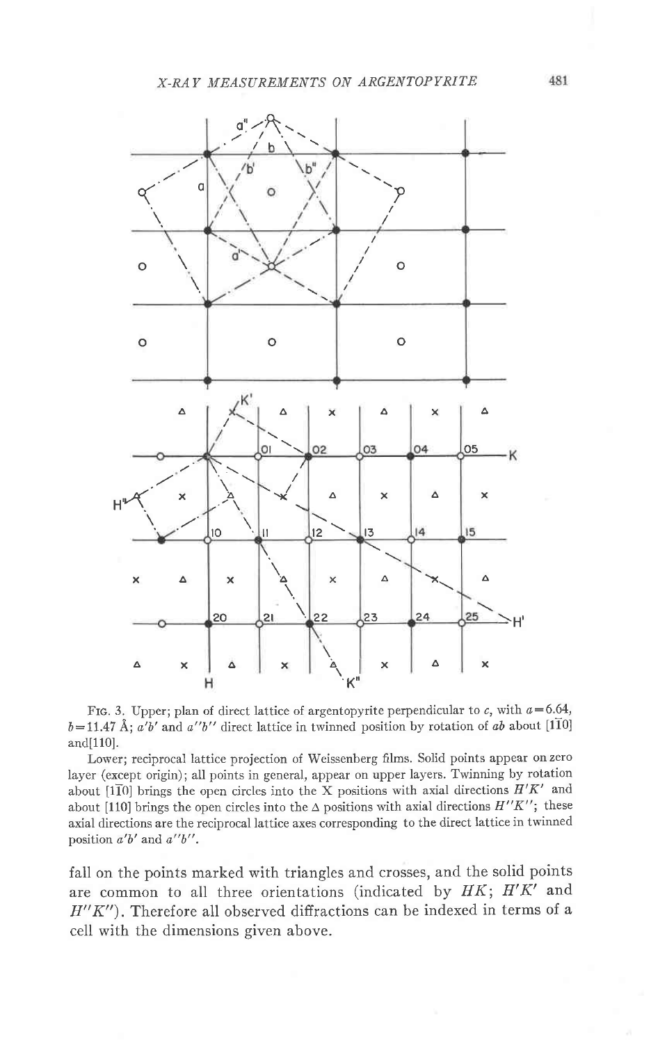Fig. 3. Upper; plan of direct lattice of argentopyrite perpendicular to $c$, with $a=6.64$, $b=11.47$ Å; $a'b'$ and $a''b''$ direct lattice in twinned position by rotation of $ab$ about $[1\bar{1}0]$ and $[110]$.

Lower; reciprocal lattice projection of Weissenberg films. Solid points appear on zero layer (except origin); all points in general, appear on upper layers. Twinning by rotation about $[1\bar{1}0]$ brings the open circles into the X positions with axial directions $H'K'$ and about $[110]$ brings the open circles into the Δ positions with axial directions $H''K''$; these axial directions are the reciprocal lattice axes corresponding to the direct lattice in twinned position $a'b'$ and $a''b''$.

fall on the points marked with triangles and crosses, and the solid points are common to all three orientations (indicated by $HK$; $H'K'$ and $H''K''$). Therefore all observed diffractions can be indexed in terms of a cell with the dimensions given above.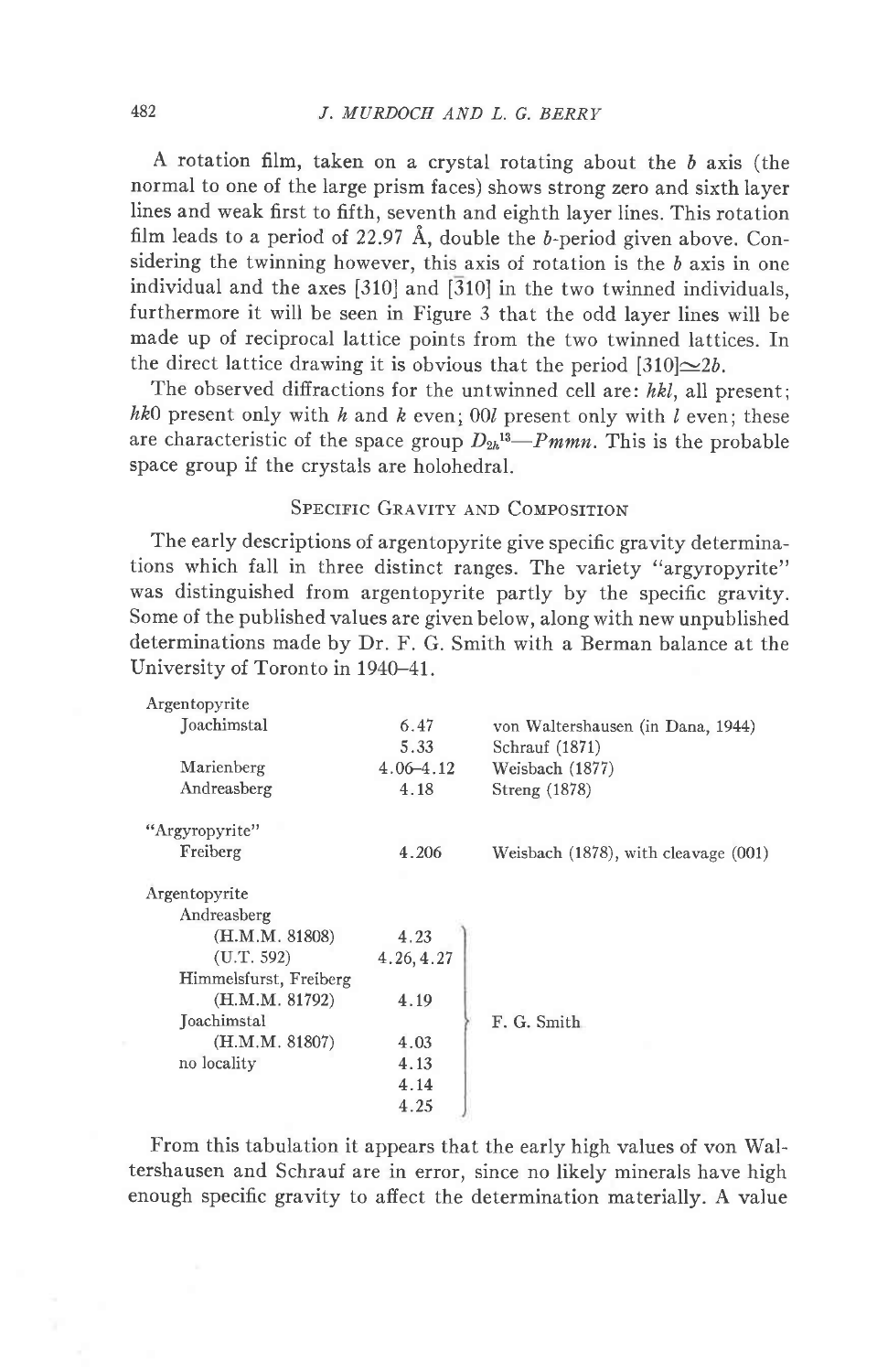A rotation film, taken on a crystal rotating about the $b$ axis (the normal to one of the large prism faces) shows strong zero and sixth layer lines and weak first to fifth, seventh and eighth layer lines. This rotation film leads to a period of 22.97 Å, double the $b$-period given above. Considering the twinning however, this axis of rotation is the $b$ axis in one individual and the axes [310] and [$\bar{3}$10] in the two twinned individuals, furthermore it will be seen in Figure 3 that the odd layer lines will be made up of reciprocal lattice points from the two twinned lattices. In the direct lattice drawing it is obvious that the period [310]$\simeq 2b$.

The observed diffractions for the untwinned cell are: $hkl$, all present; $hk0$ present only with $h$ and $k$ even; $00l$ present only with $l$ even; these are characteristic of the space group $D_{2h}^{13}$—$Pmmn$. This is the probable space group if the crystals are holohedral.

## Specific Gravity and Composition

The early descriptions of argentopyrite give specific gravity determinations which fall in three distinct ranges. The variety "argyropyrite" was distinguished from argentopyrite partly by the specific gravity. Some of the published values are given below, along with new unpublished determinations made by Dr. F. G. Smith with a Berman balance at the University of Toronto in 1940–41.

| | | |
|---|---|---|
| Argentopyrite | | |
| Joachimstal | 6.47 | von Waltershausen (in Dana, 1944) |
| | 5.33 | Schrauf (1871) |
| Marienberg | 4.06–4.12 | Weisbach (1877) |
| Andreasberg | 4.18 | Streng (1878) |
| "Argyropyrite" | | |
| Freiberg | 4.206 | Weisbach (1878), with cleavage (001) |
| Argentopyrite | | |
| Andreasberg | | |
| (H.M.M. 81808) | 4.23 | F. G. Smith |
| (U.T. 592) | 4.26, 4.27 | F. G. Smith |
| Himmelsfurst, Freiberg | | |
| (H.M.M. 81792) | 4.19 | F. G. Smith |
| Joachimstal | | |
| (H.M.M. 81807) | 4.03 | F. G. Smith |
| no locality | 4.13 | F. G. Smith |
| | 4.14 | F. G. Smith |
| | 4.25 | F. G. Smith |

From this tabulation it appears that the early high values of von Waltershausen and Schrauf are in error, since no likely minerals have high enough specific gravity to affect the determination materially. A value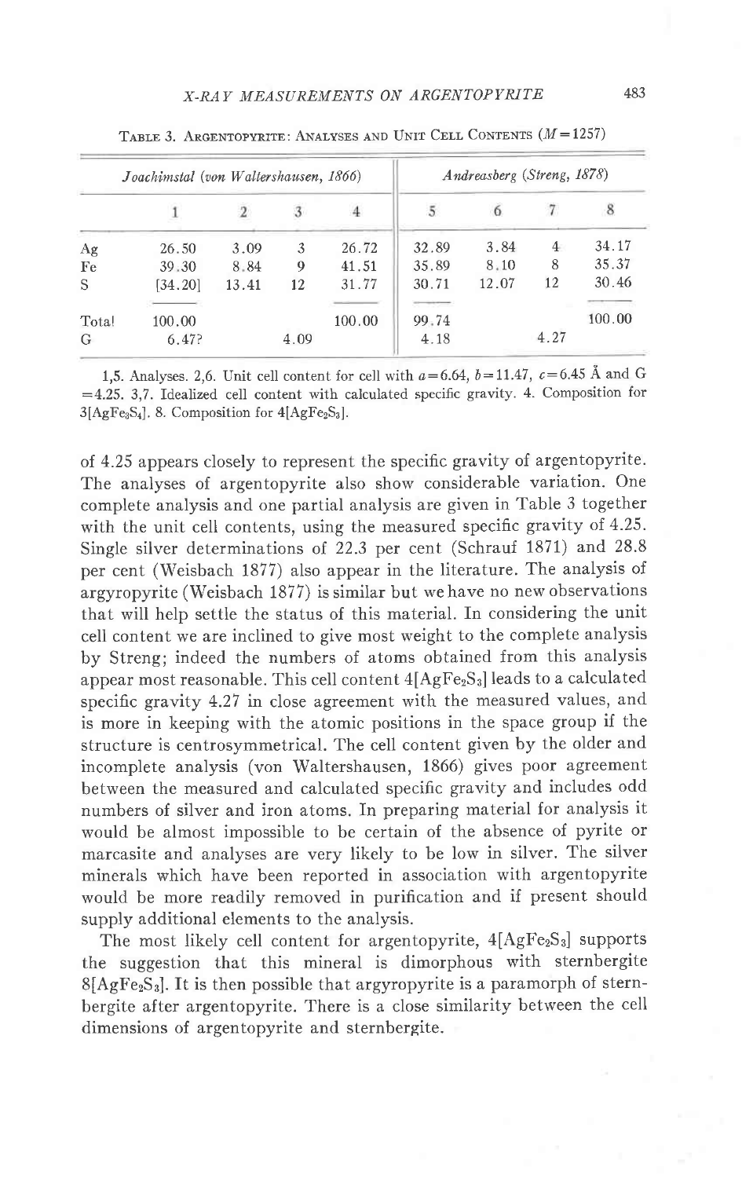TABLE 3. ARGENTOPYRITE: ANALYSES AND UNIT CELL CONTENTS ($M=1257$)

| | *Joachimstal* (*von Waltershausen, 1866*) | | | | *Andreasberg* (*Streng, 1878*) | | | |
|---|---|---|---|---|---|---|---|---|
| | 1 | 2 | 3 | 4 | 5 | 6 | 7 | 8 |
| Ag | 26.50 | 3.09 | 3 | 26.72 | 32.89 | 3.84 | 4 | 34.17 |
| Fe | 39.30 | 8.84 | 9 | 41.51 | 35.89 | 8.10 | 8 | 35.37 |
| S | [34.20] | 13.41 | 12 | 31.77 | 30.71 | 12.07 | 12 | 30.46 |
| Total | 100.00 | | | 100.00 | 99.74 | | | 100.00 |
| G | 6.47? | | 4.09 | | 4.18 | | 4.27 | |

1,5. Analyses. 2,6. Unit cell content for cell with $a=6.64$, $b=11.47$, $c=6.45$ Å and $G=4.25$. 3,7. Idealized cell content with calculated specific gravity. 4. Composition for $3[AgFe_3S_4]$. 8. Composition for $4[AgFe_2S_3]$.

of 4.25 appears closely to represent the specific gravity of argentopyrite. The analyses of argentopyrite also show considerable variation. One complete analysis and one partial analysis are given in Table 3 together with the unit cell contents, using the measured specific gravity of 4.25. Single silver determinations of 22.3 per cent (Schrauf 1871) and 28.8 per cent (Weisbach 1877) also appear in the literature. The analysis of argyropyrite (Weisbach 1877) is similar but we have no new observations that will help settle the status of this material. In considering the unit cell content we are inclined to give most weight to the complete analysis by Streng; indeed the numbers of atoms obtained from this analysis appear most reasonable. This cell content $4[AgFe_2S_3]$ leads to a calculated specific gravity 4.27 in close agreement with the measured values, and is more in keeping with the atomic positions in the space group if the structure is centrosymmetrical. The cell content given by the older and incomplete analysis (von Waltershausen, 1866) gives poor agreement between the measured and calculated specific gravity and includes odd numbers of silver and iron atoms. In preparing material for analysis it would be almost impossible to be certain of the absence of pyrite or marcasite and analyses are very likely to be low in silver. The silver minerals which have been reported in association with argentopyrite would be more readily removed in purification and if present should supply additional elements to the analysis.

The most likely cell content for argentopyrite, $4[AgFe_2S_3]$ supports the suggestion that this mineral is dimorphous with sternbergite $8[AgFe_2S_3]$. It is then possible that argyropyrite is a paramorph of sternbergite after argentopyrite. There is a close similarity between the cell dimensions of argentopyrite and sternbergite.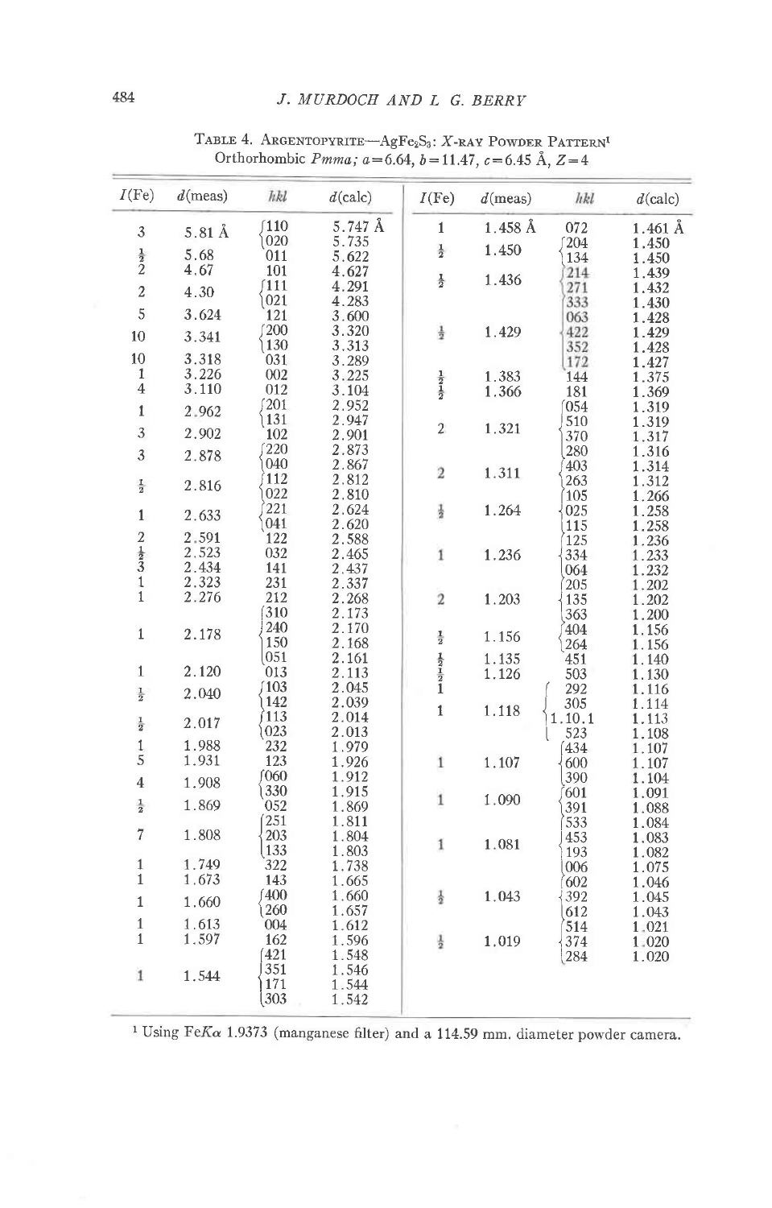TABLE 4. ARGENTOPYRITE—$AgFe_2S_3$: X-RAY POWDER PATTERN[1]
Orthorhombic *Pmma*; $a=6.64$, $b=11.47$, $c=6.45$ Å, $Z=4$

| I(Fe) | d(meas) | hkl | d(calc) |
|---|---|---|---|
| 3 | 5.81 Å | 110 | 5.747 Å |
| | | 020 | 5.735 |
| ½ | 5.68 | 011 | 5.622 |
| 2 | 4.67 | 101 | 4.627 |
| 2 | 4.30 | 111 | 4.291 |
| | | 021 | 4.283 |
| 5 | 3.624 | 121 | 3.600 |
| 10 | 3.341 | 200 | 3.320 |
| | | 130 | 3.313 |
| 10 | 3.318 | 031 | 3.289 |
| 1 | 3.226 | 002 | 3.225 |
| 4 | 3.110 | 012 | 3.104 |
| 1 | 2.962 | 201 | 2.952 |
| | | 131 | 2.947 |
| 3 | 2.902 | 102 | 2.901 |
| 3 | 2.878 | 220 | 2.873 |
| | | 040 | 2.867 |
| ½ | 2.816 | 112 | 2.812 |
| | | 022 | 2.810 |
| 1 | 2.633 | 221 | 2.624 |
| | | 041 | 2.620 |
| 2 | 2.591 | 122 | 2.588 |
| ½ | 2.523 | 032 | 2.465 |
| 3 | 2.434 | 141 | 2.437 |
| 1 | 2.323 | 231 | 2.337 |
| 1 | 2.276 | 212 | 2.268 |
| | | 310 | 2.173 |
| 1 | 2.178 | 240 | 2.170 |
| | | 150 | 2.168 |
| | | 051 | 2.161 |
| 1 | 2.120 | 013 | 2.113 |
| ½ | 2.040 | 103 | 2.045 |
| | | 142 | 2.039 |
| ½ | 2.017 | 113 | 2.014 |
| | | 023 | 2.013 |
| 1 | 1.988 | 232 | 1.979 |
| 5 | 1.931 | 123 | 1.926 |
| 4 | 1.908 | 060 | 1.912 |
| | | 330 | 1.915 |
| ½ | 1.869 | 052 | 1.869 |
| | | 251 | 1.811 |
| 7 | 1.808 | 203 | 1.804 |
| | | 133 | 1.803 |
| 1 | 1.749 | 322 | 1.738 |
| 1 | 1.673 | 143 | 1.665 |
| 1 | 1.660 | 400 | 1.660 |
| | | 260 | 1.657 |
| 1 | 1.613 | 004 | 1.612 |
| 1 | 1.597 | 162 | 1.596 |
| | | 421 | 1.548 |
| 1 | 1.544 | 351 | 1.546 |
| | | 171 | 1.544 |
| | | 303 | 1.542 |
| 1 | 1.458 Å | 072 | 1.461 Å |
| ½ | 1.450 | 204 | 1.450 |
| | | 134 | 1.450 |
| ½ | 1.436 | 214 | 1.439 |
| | | 271 | 1.432 |
| | | 333 | 1.430 |
| | | 063 | 1.428 |
| ½ | 1.429 | 422 | 1.429 |
| | | 352 | 1.428 |
| | | 172 | 1.427 |
| ½ | 1.383 | 144 | 1.375 |
| ½ | 1.366 | 181 | 1.369 |
| | | 054 | 1.319 |
| 2 | 1.321 | 510 | 1.319 |
| | | 370 | 1.317 |
| | | 280 | 1.316 |
| 2 | 1.311 | 403 | 1.314 |
| | | 263 | 1.312 |
| | | 105 | 1.266 |
| ½ | 1.264 | 025 | 1.258 |
| | | 115 | 1.258 |
| | | 125 | 1.236 |
| 1 | 1.236 | 334 | 1.233 |
| | | 064 | 1.232 |
| | | 205 | 1.202 |
| 2 | 1.203 | 135 | 1.202 |
| | | 363 | 1.200 |
| ½ | 1.156 | 404 | 1.156 |
| | | 264 | 1.156 |
| ½ | 1.135 | 451 | 1.140 |
| ½ | 1.126 | 503 | 1.130 |
| 1 | | 292 | 1.116 |
| 1 | 1.118 | 305 | 1.114 |
| | | 1.10.1 | 1.113 |
| | | 523 | 1.108 |
| | | 434 | 1.107 |
| 1 | 1.107 | 600 | 1.107 |
| | | 390 | 1.104 |
| 1 | 1.090 | 601 | 1.091 |
| | | 391 | 1.088 |
| | | 533 | 1.084 |
| 1 | 1.081 | 453 | 1.083 |
| | | 193 | 1.082 |
| | | 006 | 1.075 |
| | | 602 | 1.046 |
| ½ | 1.043 | 392 | 1.045 |
| | | 612 | 1.043 |
| | | 514 | 1.021 |
| ½ | 1.019 | 374 | 1.020 |
| | | 284 | 1.020 |

[1] Using $FeK\alpha$ 1.9373 (manganese filter) and a 114.59 mm. diameter powder camera.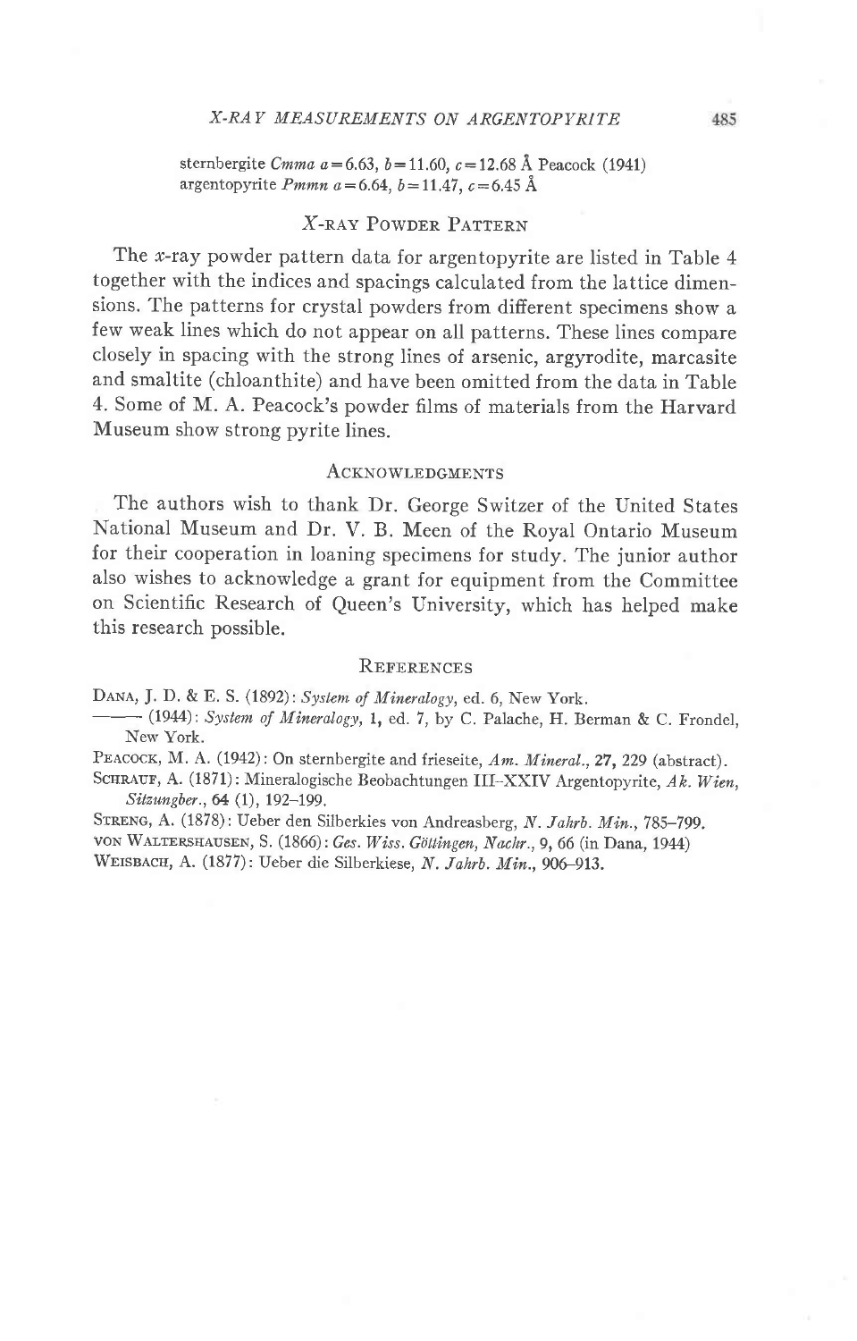sternbergite *Cmma* $a=6.63$, $b=11.60$, $c=12.68$ Å Peacock (1941)
argentopyrite *Pmmn* $a=6.64$, $b=11.47$, $c=6.45$ Å

## X-RAY POWDER PATTERN

The $x$-ray powder pattern data for argentopyrite are listed in Table 4 together with the indices and spacings calculated from the lattice dimensions. The patterns for crystal powders from different specimens show a few weak lines which do not appear on all patterns. These lines compare closely in spacing with the strong lines of arsenic, argyrodite, marcasite and smaltite (chloanthite) and have been omitted from the data in Table 4. Some of M. A. Peacock's powder films of materials from the Harvard Museum show strong pyrite lines.

## ACKNOWLEDGMENTS

The authors wish to thank Dr. George Switzer of the United States National Museum and Dr. V. B. Meen of the Royal Ontario Museum for their cooperation in loaning specimens for study. The junior author also wishes to acknowledge a grant for equipment from the Committee on Scientific Research of Queen's University, which has helped make this research possible.

## REFERENCES

DANA, J. D. & E. S. (1892): *System of Mineralogy*, ed. 6, New York.

——— (1944): *System of Mineralogy*, **1**, ed. 7, by C. Palache, H. Berman & C. Frondel, New York.

PEACOCK, M. A. (1942): On sternbergite and frieseite, *Am. Mineral.*, **27**, 229 (abstract).

SCHRAUF, A. (1871): Mineralogische Beobachtungen III–XXIV Argentopyrite, *Ak. Wien, Sitzungber.*, **64** (1), 192–199.

STRENG, A. (1878): Ueber den Silberkies von Andreasberg, *N. Jahrb. Min.*, 785–799.

VON WALTERSHAUSEN, S. (1866): *Ges. Wiss. Göttingen, Nachr.*, 9, 66 (in Dana, 1944)

WEISBACH, A. (1877): Ueber die Silberkiese, *N. Jahrb. Min.*, 906–913.